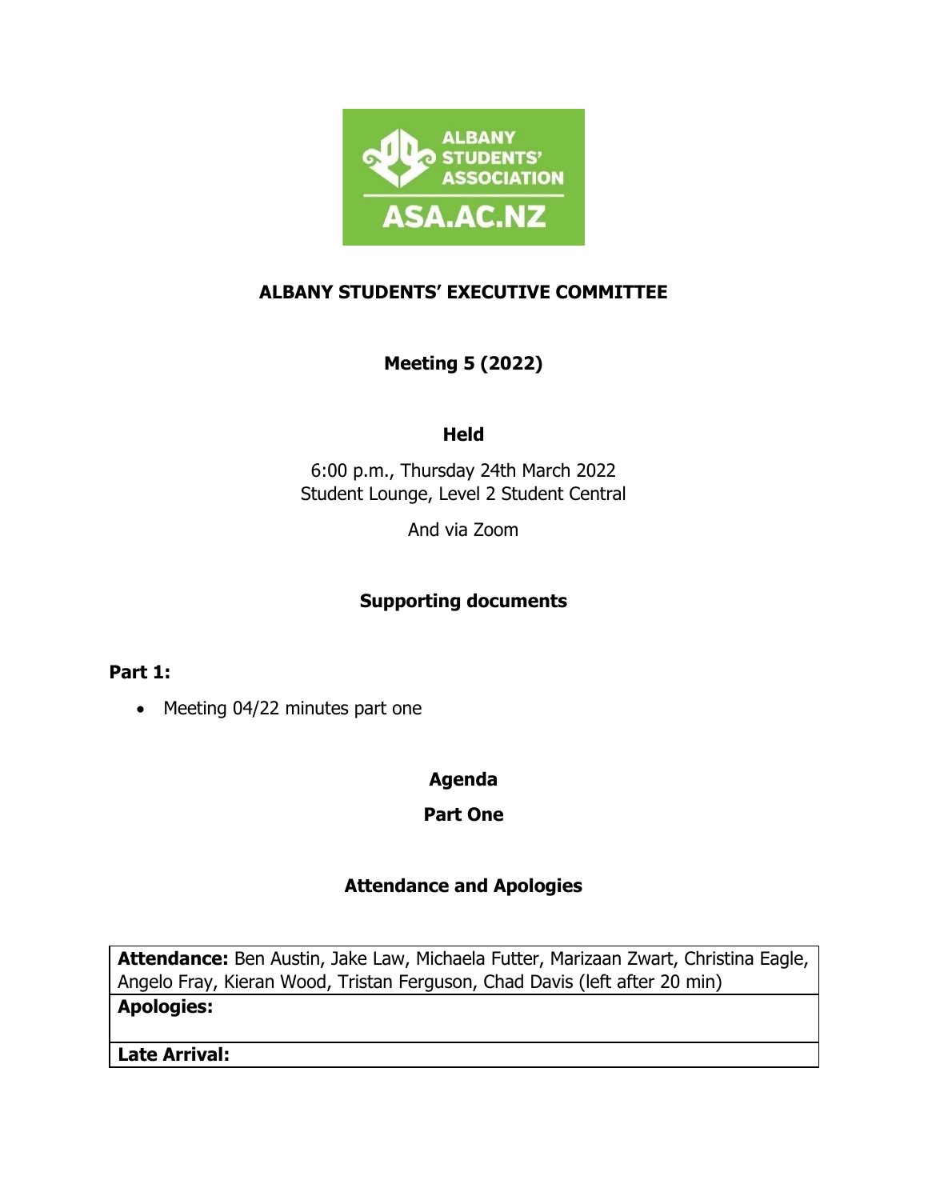# ALBANY STUDENTS' EXECUTIVE COMMITTEE

## Meeting 5 (2022)

### Held

6:00 p.m., Thursday 24th March 2022
Student Lounge, Level 2 Student Central

And via Zoom

### Supporting documents

**Part 1:**

- Meeting 04/22 minutes part one

### Agenda

### Part One

### Attendance and Apologies

| **Attendance:** Ben Austin, Jake Law, Michaela Futter, Marizaan Zwart, Christina Eagle, Angelo Fray, Kieran Wood, Tristan Ferguson, Chad Davis (left after 20 min) |
|---|
| **Apologies:** |
| **Late Arrival:** |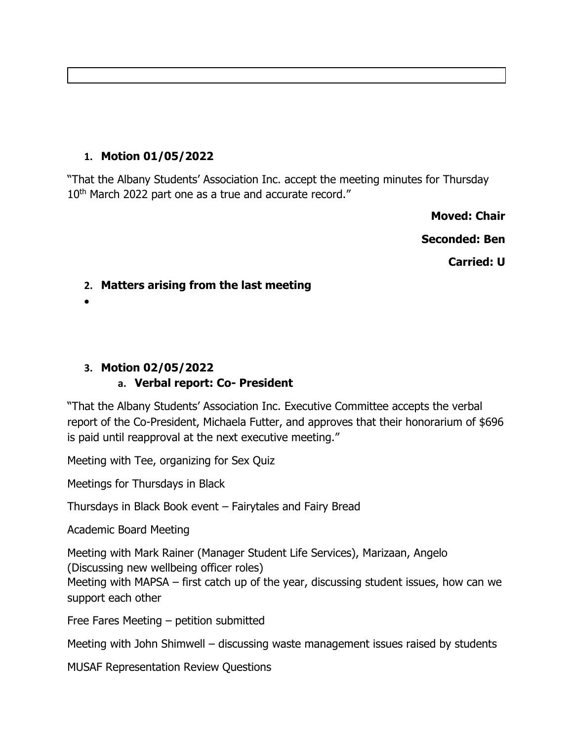1. **Motion 01/05/2022**

"That the Albany Students' Association Inc. accept the meeting minutes for Thursday 10th March 2022 part one as a true and accurate record."

**Moved: Chair**

**Seconded: Ben**

**Carried: U**

2. **Matters arising from the last meeting**

- 

3. **Motion 02/05/2022**
   a. **Verbal report: Co- President**

"That the Albany Students' Association Inc. Executive Committee accepts the verbal report of the Co-President, Michaela Futter, and approves that their honorarium of $696 is paid until reapproval at the next executive meeting."

Meeting with Tee, organizing for Sex Quiz

Meetings for Thursdays in Black

Thursdays in Black Book event – Fairytales and Fairy Bread

Academic Board Meeting

Meeting with Mark Rainer (Manager Student Life Services), Marizaan, Angelo (Discussing new wellbeing officer roles)

Meeting with MAPSA – first catch up of the year, discussing student issues, how can we support each other

Free Fares Meeting – petition submitted

Meeting with John Shimwell – discussing waste management issues raised by students

MUSAF Representation Review Questions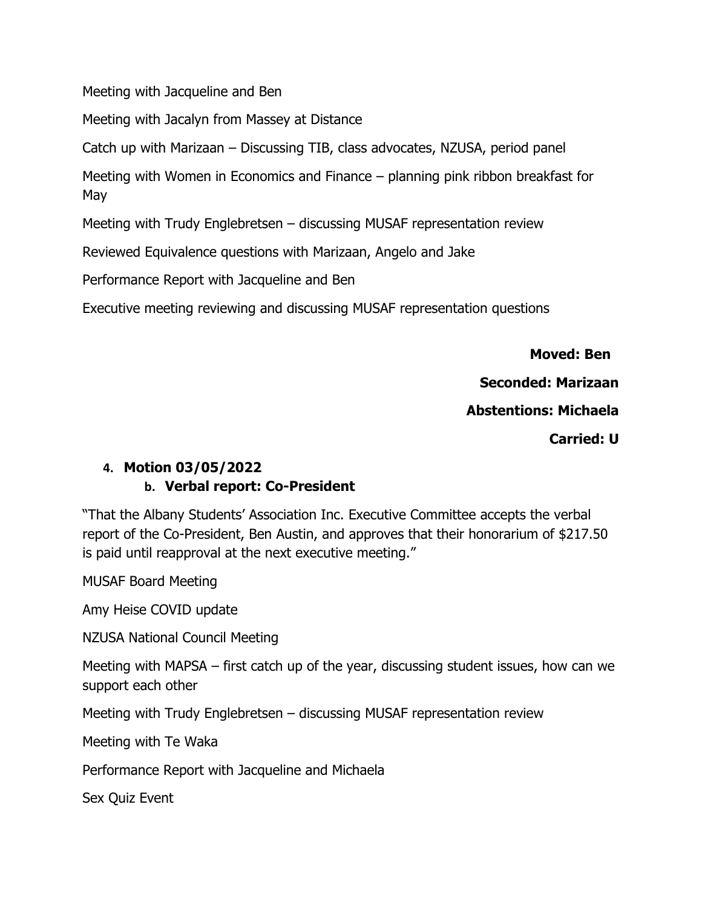Meeting with Jacqueline and Ben

Meeting with Jacalyn from Massey at Distance

Catch up with Marizaan – Discussing TIB, class advocates, NZUSA, period panel

Meeting with Women in Economics and Finance – planning pink ribbon breakfast for May

Meeting with Trudy Englebretsen – discussing MUSAF representation review

Reviewed Equivalence questions with Marizaan, Angelo and Jake

Performance Report with Jacqueline and Ben

Executive meeting reviewing and discussing MUSAF representation questions

**Moved: Ben**

**Seconded: Marizaan**

**Abstentions: Michaela**

**Carried: U**

4. **Motion 03/05/2022**
   b. **Verbal report: Co-President**

"That the Albany Students' Association Inc. Executive Committee accepts the verbal report of the Co-President, Ben Austin, and approves that their honorarium of $217.50 is paid until reapproval at the next executive meeting."

MUSAF Board Meeting

Amy Heise COVID update

NZUSA National Council Meeting

Meeting with MAPSA – first catch up of the year, discussing student issues, how can we support each other

Meeting with Trudy Englebretsen – discussing MUSAF representation review

Meeting with Te Waka

Performance Report with Jacqueline and Michaela

Sex Quiz Event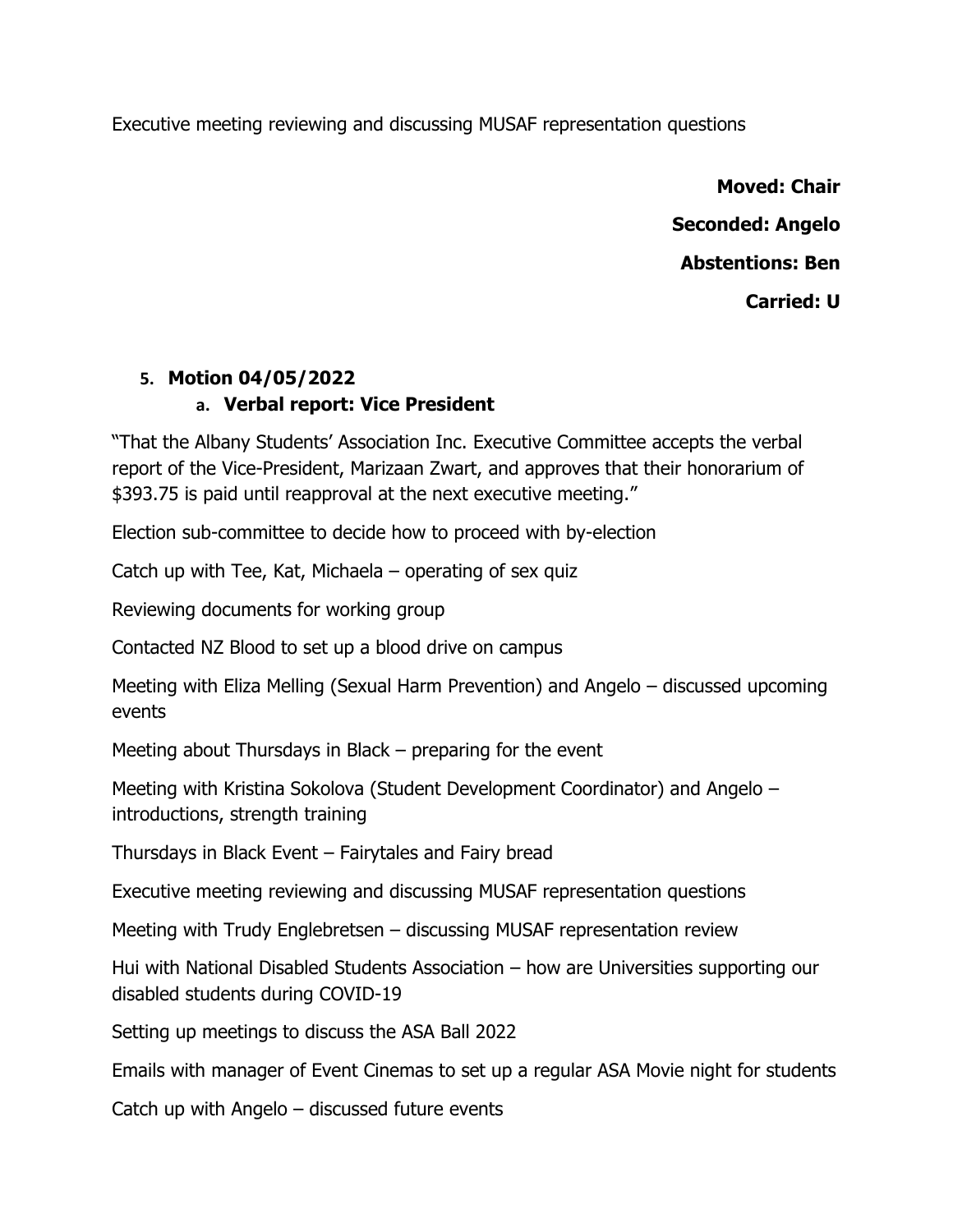Executive meeting reviewing and discussing MUSAF representation questions

**Moved: Chair**

**Seconded: Angelo**

**Abstentions: Ben**

**Carried: U**

5. **Motion 04/05/2022**
   a. **Verbal report: Vice President**

"That the Albany Students' Association Inc. Executive Committee accepts the verbal report of the Vice-President, Marizaan Zwart, and approves that their honorarium of $393.75 is paid until reapproval at the next executive meeting."

Election sub-committee to decide how to proceed with by-election

Catch up with Tee, Kat, Michaela – operating of sex quiz

Reviewing documents for working group

Contacted NZ Blood to set up a blood drive on campus

Meeting with Eliza Melling (Sexual Harm Prevention) and Angelo – discussed upcoming events

Meeting about Thursdays in Black – preparing for the event

Meeting with Kristina Sokolova (Student Development Coordinator) and Angelo – introductions, strength training

Thursdays in Black Event – Fairytales and Fairy bread

Executive meeting reviewing and discussing MUSAF representation questions

Meeting with Trudy Englebretsen – discussing MUSAF representation review

Hui with National Disabled Students Association – how are Universities supporting our disabled students during COVID-19

Setting up meetings to discuss the ASA Ball 2022

Emails with manager of Event Cinemas to set up a regular ASA Movie night for students

Catch up with Angelo – discussed future events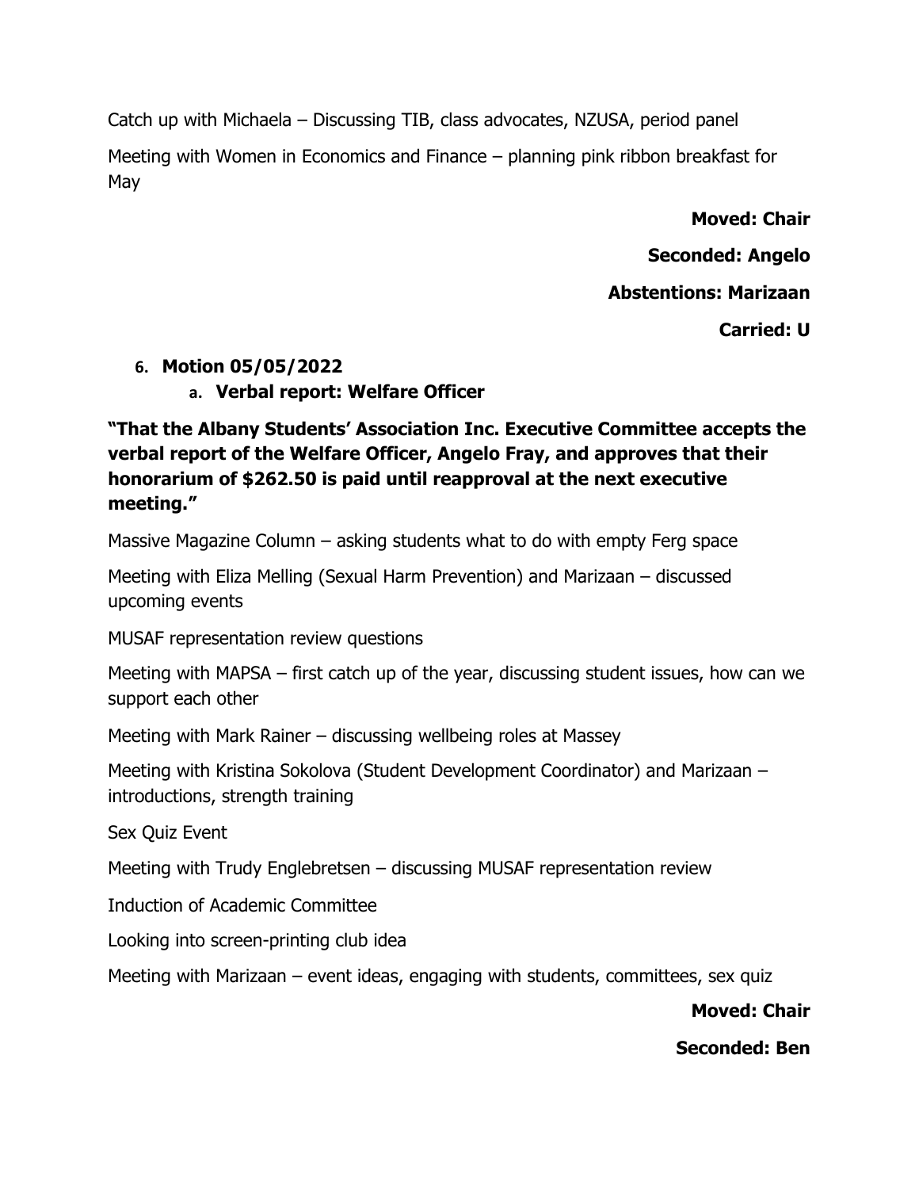Catch up with Michaela – Discussing TIB, class advocates, NZUSA, period panel

Meeting with Women in Economics and Finance – planning pink ribbon breakfast for May

**Moved: Chair**

**Seconded: Angelo**

**Abstentions: Marizaan**

**Carried: U**

6. **Motion 05/05/2022**
   a. **Verbal report: Welfare Officer**

**"That the Albany Students' Association Inc. Executive Committee accepts the verbal report of the Welfare Officer, Angelo Fray, and approves that their honorarium of $262.50 is paid until reapproval at the next executive meeting."**

Massive Magazine Column – asking students what to do with empty Ferg space

Meeting with Eliza Melling (Sexual Harm Prevention) and Marizaan – discussed upcoming events

MUSAF representation review questions

Meeting with MAPSA – first catch up of the year, discussing student issues, how can we support each other

Meeting with Mark Rainer – discussing wellbeing roles at Massey

Meeting with Kristina Sokolova (Student Development Coordinator) and Marizaan – introductions, strength training

Sex Quiz Event

Meeting with Trudy Englebretsen – discussing MUSAF representation review

Induction of Academic Committee

Looking into screen-printing club idea

Meeting with Marizaan – event ideas, engaging with students, committees, sex quiz

**Moved: Chair**

**Seconded: Ben**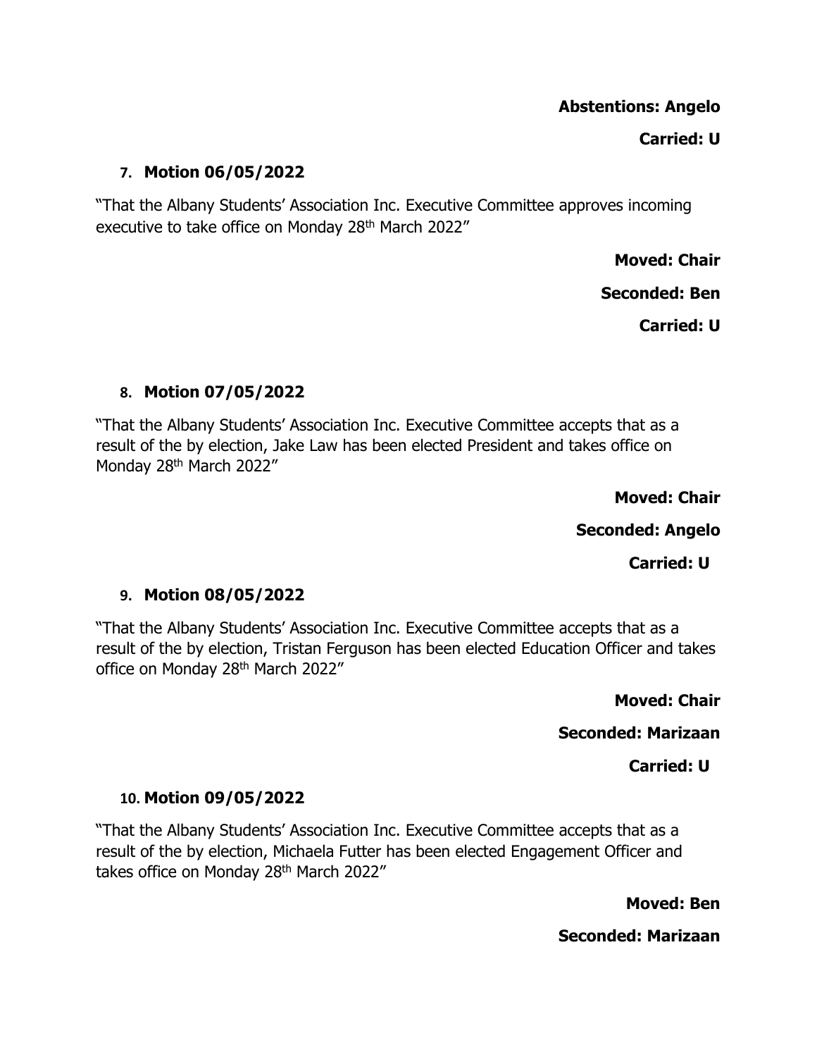**Abstentions: Angelo**

**Carried: U**

7. **Motion 06/05/2022**

"That the Albany Students' Association Inc. Executive Committee approves incoming executive to take office on Monday 28th March 2022"

**Moved: Chair**

**Seconded: Ben**

**Carried: U**

8. **Motion 07/05/2022**

"That the Albany Students' Association Inc. Executive Committee accepts that as a result of the by election, Jake Law has been elected President and takes office on Monday 28th March 2022"

**Moved: Chair**

**Seconded: Angelo**

**Carried: U**

9. **Motion 08/05/2022**

"That the Albany Students' Association Inc. Executive Committee accepts that as a result of the by election, Tristan Ferguson has been elected Education Officer and takes office on Monday 28th March 2022"

**Moved: Chair**

**Seconded: Marizaan**

**Carried: U**

10. **Motion 09/05/2022**

"That the Albany Students' Association Inc. Executive Committee accepts that as a result of the by election, Michaela Futter has been elected Engagement Officer and takes office on Monday 28th March 2022"

**Moved: Ben**

**Seconded: Marizaan**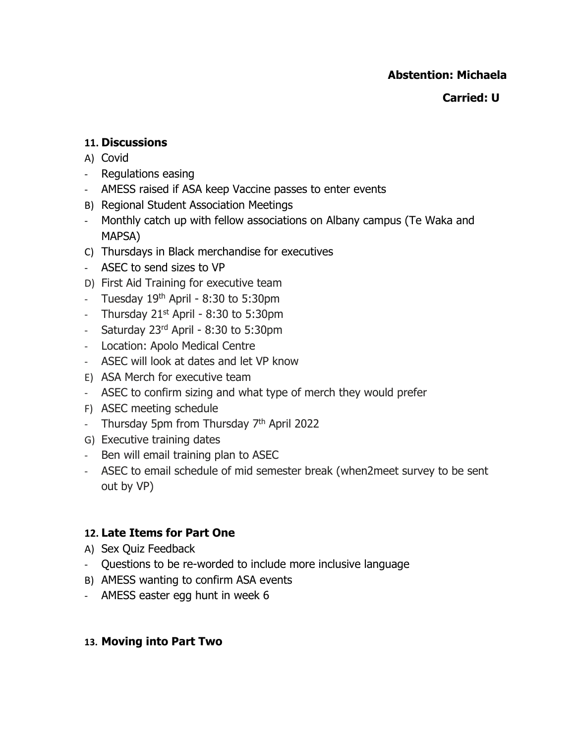**Abstention: Michaela**

**Carried: U**

### 11. Discussions

A) Covid
- Regulations easing
- AMESS raised if ASA keep Vaccine passes to enter events

B) Regional Student Association Meetings
- Monthly catch up with fellow associations on Albany campus (Te Waka and MAPSA)

C) Thursdays in Black merchandise for executives
- ASEC to send sizes to VP

D) First Aid Training for executive team
- Tuesday 19th April - 8:30 to 5:30pm
- Thursday 21st April - 8:30 to 5:30pm
- Saturday 23rd April - 8:30 to 5:30pm
- Location: Apolo Medical Centre
- ASEC will look at dates and let VP know

E) ASA Merch for executive team
- ASEC to confirm sizing and what type of merch they would prefer

F) ASEC meeting schedule
- Thursday 5pm from Thursday 7th April 2022

G) Executive training dates
- Ben will email training plan to ASEC
- ASEC to email schedule of mid semester break (when2meet survey to be sent out by VP)

### 12. Late Items for Part One

A) Sex Quiz Feedback
- Questions to be re-worded to include more inclusive language

B) AMESS wanting to confirm ASA events
- AMESS easter egg hunt in week 6

### 13. Moving into Part Two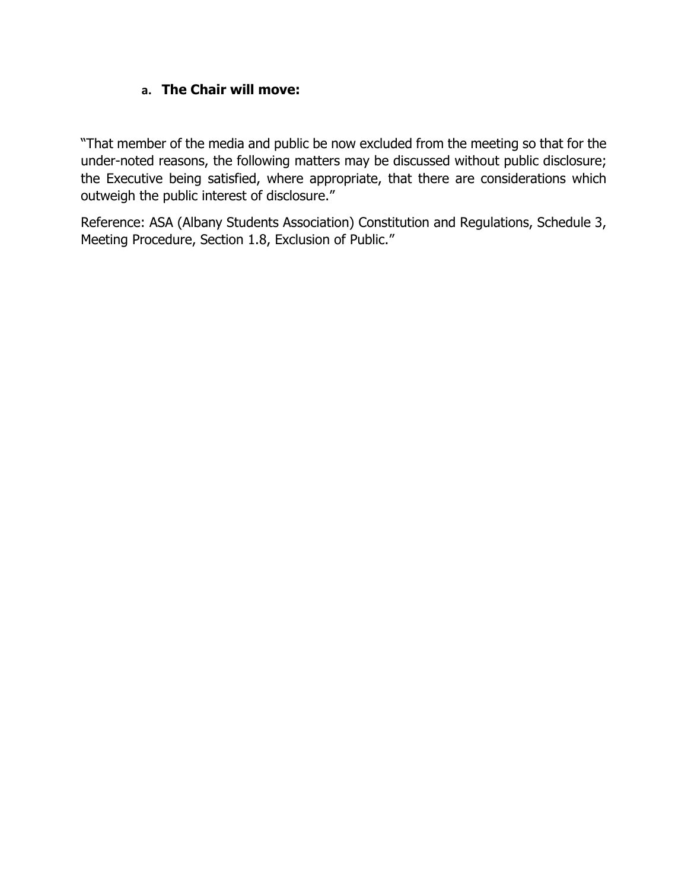a. **The Chair will move:**

"That member of the media and public be now excluded from the meeting so that for the under-noted reasons, the following matters may be discussed without public disclosure; the Executive being satisfied, where appropriate, that there are considerations which outweigh the public interest of disclosure."

Reference: ASA (Albany Students Association) Constitution and Regulations, Schedule 3, Meeting Procedure, Section 1.8, Exclusion of Public."